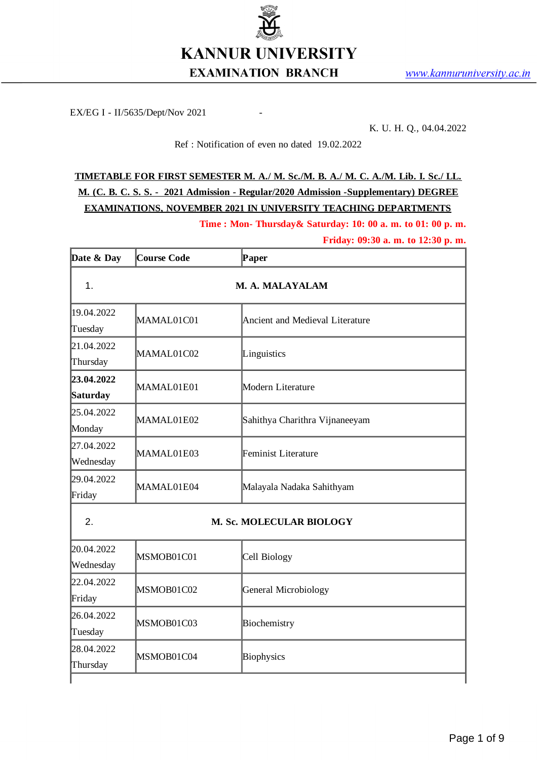# KANNUR UNIVERSITY

## EXAMINATION BRANCH

www.kannuruniversity.ac.in

EX/EG I - II/5635/Dept/Nov 2021 -

K. U. H. Q., 04.04.2022

Ref : Notification of even no dated 19.02.2022

**TIMETABLE FOR FIRST SEMESTER M. A./ M. Sc./M. B. A./ M. C. A./M. Lib. I. Sc./ LL. M. (C. B. C. S. S. - 2021 Admission - Regular/2020 Admission -Supplementary) DEGREE EXAMINATIONS, NOVEMBER 2021 IN UNIVERSITY TEACHING DEPARTMENTS**

**Time : Mon- Thursday& Saturday: 10: 00 a. m. to 01: 00 p. m.**

**Friday: 09:30 a. m. to 12:30 p. m.**

| Date & Day | Course Code | Paper |
|---|---|---|
| 1. | **M. A. MALAYALAM** | |
| 19.04.2022 Tuesday | MAMAL01C01 | Ancient and Medieval Literature |
| 21.04.2022 Thursday | MAMAL01C02 | Linguistics |
| **23.04.2022 Saturday** | MAMAL01E01 | Modern Literature |
| 25.04.2022 Monday | MAMAL01E02 | Sahithya Charithra Vijnaneeyam |
| 27.04.2022 Wednesday | MAMAL01E03 | Feminist Literature |
| 29.04.2022 Friday | MAMAL01E04 | Malayala Nadaka Sahithyam |
| 2. | **M. Sc. MOLECULAR BIOLOGY** | |
| 20.04.2022 Wednesday | MSMOB01C01 | Cell Biology |
| 22.04.2022 Friday | MSMOB01C02 | General Microbiology |
| 26.04.2022 Tuesday | MSMOB01C03 | Biochemistry |
| 28.04.2022 Thursday | MSMOB01C04 | Biophysics |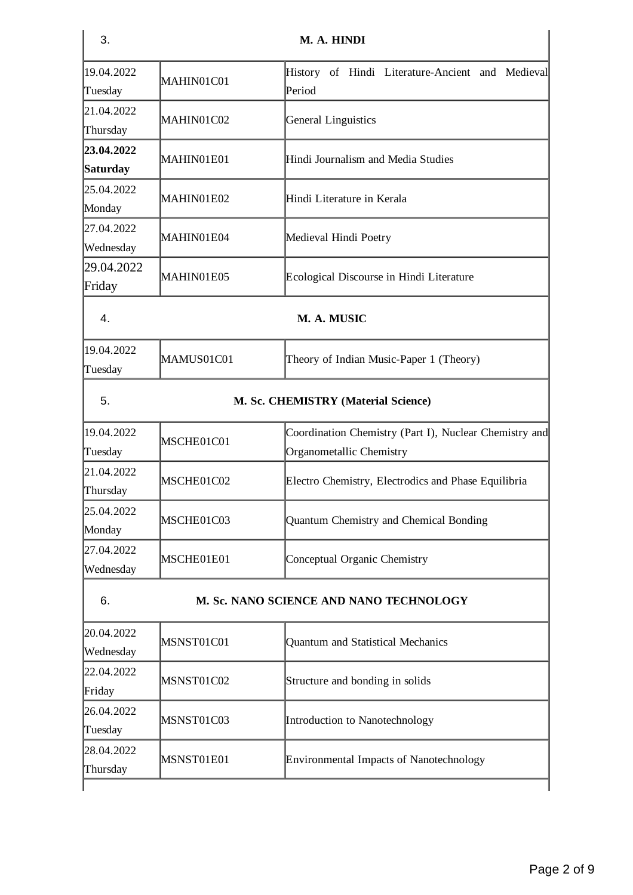| 3. | | M. A. HINDI |
|---|---|---|
| 19.04.2022 Tuesday | MAHIN01C01 | History of Hindi Literature-Ancient and Medieval Period |
| 21.04.2022 Thursday | MAHIN01C02 | General Linguistics |
| **23.04.2022 Saturday** | MAHIN01E01 | Hindi Journalism and Media Studies |
| 25.04.2022 Monday | MAHIN01E02 | Hindi Literature in Kerala |
| 27.04.2022 Wednesday | MAHIN01E04 | Medieval Hindi Poetry |
| 29.04.2022 Friday | MAHIN01E05 | Ecological Discourse in Hindi Literature |
| 4. | | **M. A. MUSIC** |
| 19.04.2022 Tuesday | MAMUS01C01 | Theory of Indian Music-Paper 1 (Theory) |
| 5. | | **M. Sc. CHEMISTRY (Material Science)** |
| 19.04.2022 Tuesday | MSCHE01C01 | Coordination Chemistry (Part I), Nuclear Chemistry and Organometallic Chemistry |
| 21.04.2022 Thursday | MSCHE01C02 | Electro Chemistry, Electrodics and Phase Equilibria |
| 25.04.2022 Monday | MSCHE01C03 | Quantum Chemistry and Chemical Bonding |
| 27.04.2022 Wednesday | MSCHE01E01 | Conceptual Organic Chemistry |
| 6. | | **M. Sc. NANO SCIENCE AND NANO TECHNOLOGY** |
| 20.04.2022 Wednesday | MSNST01C01 | Quantum and Statistical Mechanics |
| 22.04.2022 Friday | MSNST01C02 | Structure and bonding in solids |
| 26.04.2022 Tuesday | MSNST01C03 | Introduction to Nanotechnology |
| 28.04.2022 Thursday | MSNST01E01 | Environmental Impacts of Nanotechnology |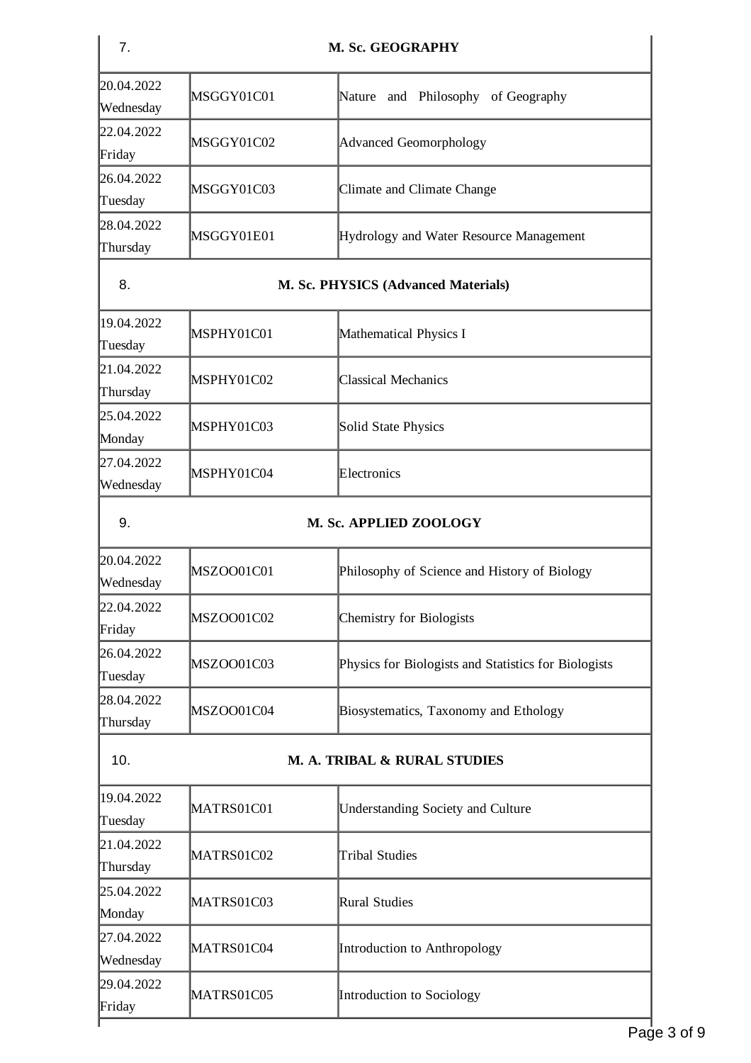| 7. | M. Sc. GEOGRAPHY | |
|---|---|---|
| 20.04.2022 Wednesday | MSGGY01C01 | Nature and Philosophy of Geography |
| 22.04.2022 Friday | MSGGY01C02 | Advanced Geomorphology |
| 26.04.2022 Tuesday | MSGGY01C03 | Climate and Climate Change |
| 28.04.2022 Thursday | MSGGY01E01 | Hydrology and Water Resource Management |
| 8. | **M. Sc. PHYSICS (Advanced Materials)** | |
| 19.04.2022 Tuesday | MSPHY01C01 | Mathematical Physics I |
| 21.04.2022 Thursday | MSPHY01C02 | Classical Mechanics |
| 25.04.2022 Monday | MSPHY01C03 | Solid State Physics |
| 27.04.2022 Wednesday | MSPHY01C04 | Electronics |
| 9. | **M. Sc. APPLIED ZOOLOGY** | |
| 20.04.2022 Wednesday | MSZOO01C01 | Philosophy of Science and History of Biology |
| 22.04.2022 Friday | MSZOO01C02 | Chemistry for Biologists |
| 26.04.2022 Tuesday | MSZOO01C03 | Physics for Biologists and Statistics for Biologists |
| 28.04.2022 Thursday | MSZOO01C04 | Biosystematics, Taxonomy and Ethology |
| 10. | **M. A. TRIBAL & RURAL STUDIES** | |
| 19.04.2022 Tuesday | MATRS01C01 | Understanding Society and Culture |
| 21.04.2022 Thursday | MATRS01C02 | Tribal Studies |
| 25.04.2022 Monday | MATRS01C03 | Rural Studies |
| 27.04.2022 Wednesday | MATRS01C04 | Introduction to Anthropology |
| 29.04.2022 Friday | MATRS01C05 | Introduction to Sociology |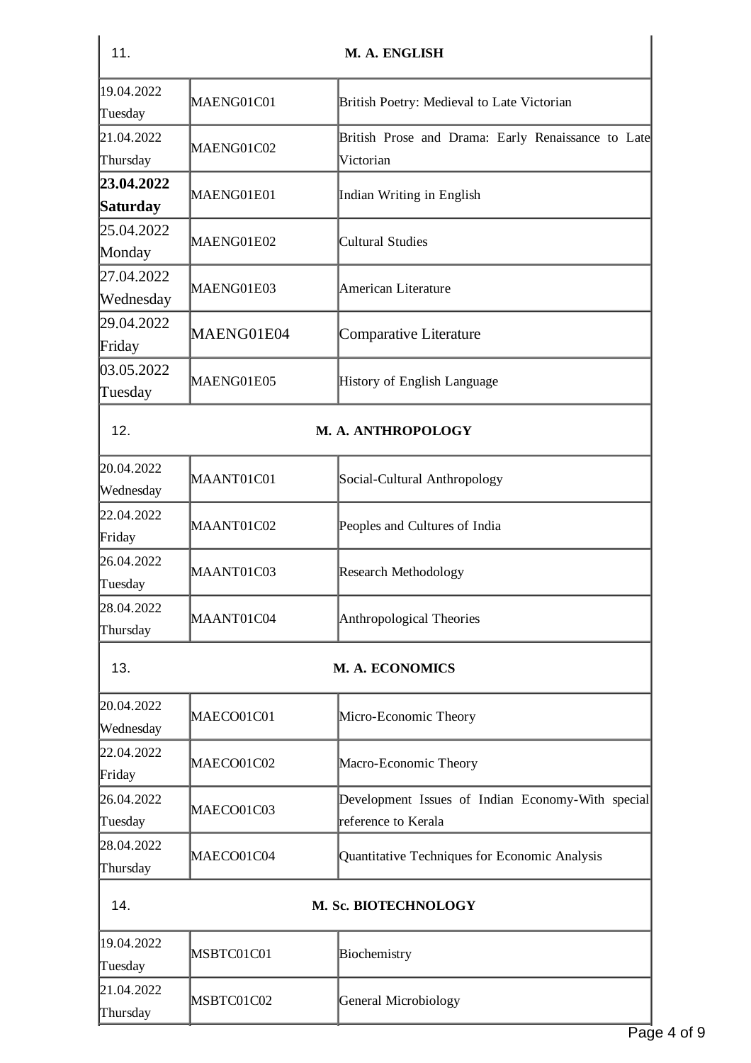| 11. | M. A. ENGLISH | |
|---|---|---|
| 19.04.2022 Tuesday | MAENG01C01 | British Poetry: Medieval to Late Victorian |
| 21.04.2022 Thursday | MAENG01C02 | British Prose and Drama: Early Renaissance to Late Victorian |
| **23.04.2022 Saturday** | MAENG01E01 | Indian Writing in English |
| 25.04.2022 Monday | MAENG01E02 | Cultural Studies |
| 27.04.2022 Wednesday | MAENG01E03 | American Literature |
| 29.04.2022 Friday | MAENG01E04 | Comparative Literature |
| 03.05.2022 Tuesday | MAENG01E05 | History of English Language |
| 12. | **M. A. ANTHROPOLOGY** | |
| 20.04.2022 Wednesday | MAANT01C01 | Social-Cultural Anthropology |
| 22.04.2022 Friday | MAANT01C02 | Peoples and Cultures of India |
| 26.04.2022 Tuesday | MAANT01C03 | Research Methodology |
| 28.04.2022 Thursday | MAANT01C04 | Anthropological Theories |
| 13. | **M. A. ECONOMICS** | |
| 20.04.2022 Wednesday | MAECO01C01 | Micro-Economic Theory |
| 22.04.2022 Friday | MAECO01C02 | Macro-Economic Theory |
| 26.04.2022 Tuesday | MAECO01C03 | Development Issues of Indian Economy-With special reference to Kerala |
| 28.04.2022 Thursday | MAECO01C04 | Quantitative Techniques for Economic Analysis |
| 14. | **M. Sc. BIOTECHNOLOGY** | |
| 19.04.2022 Tuesday | MSBTC01C01 | Biochemistry |
| 21.04.2022 Thursday | MSBTC01C02 | General Microbiology |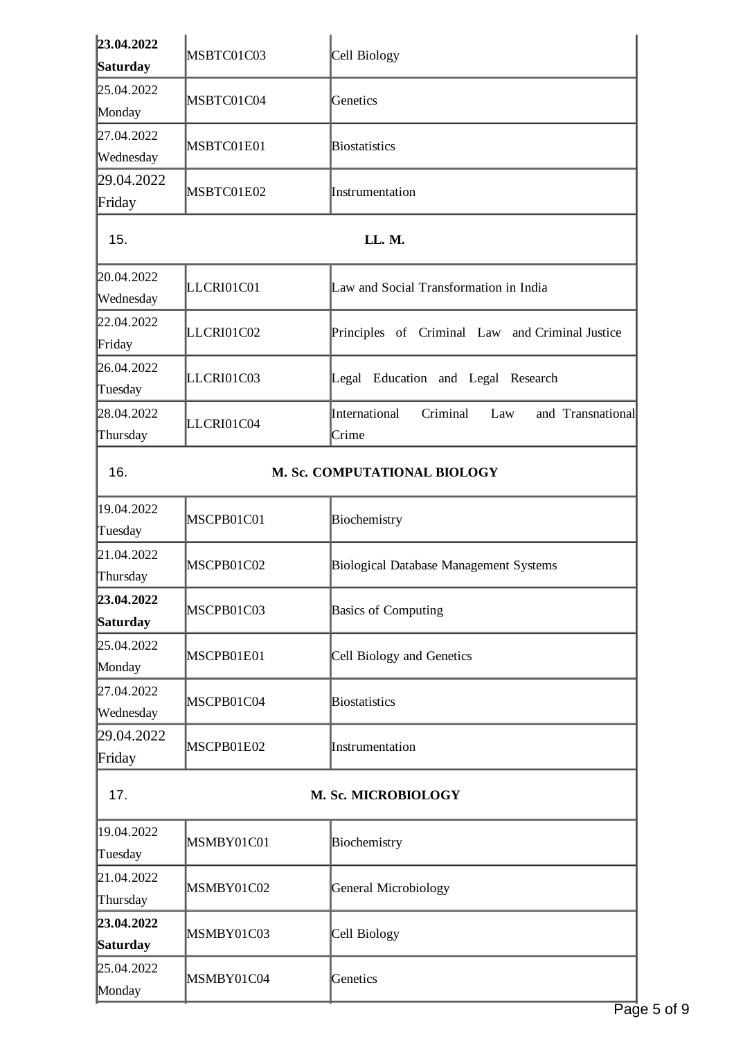| | | |
|---|---|---|
| **23.04.2022 Saturday** | MSBTC01C03 | Cell Biology |
| 25.04.2022 Monday | MSBTC01C04 | Genetics |
| 27.04.2022 Wednesday | MSBTC01E01 | Biostatistics |
| 29.04.2022 Friday | MSBTC01E02 | Instrumentation |
| 15. | **LL. M.** | |
| 20.04.2022 Wednesday | LLCRI01C01 | Law and Social Transformation in India |
| 22.04.2022 Friday | LLCRI01C02 | Principles of Criminal Law and Criminal Justice |
| 26.04.2022 Tuesday | LLCRI01C03 | Legal Education and Legal Research |
| 28.04.2022 Thursday | LLCRI01C04 | International Criminal Law and Transnational Crime |
| 16. | **M. Sc. COMPUTATIONAL BIOLOGY** | |
| 19.04.2022 Tuesday | MSCPB01C01 | Biochemistry |
| 21.04.2022 Thursday | MSCPB01C02 | Biological Database Management Systems |
| **23.04.2022 Saturday** | MSCPB01C03 | Basics of Computing |
| 25.04.2022 Monday | MSCPB01E01 | Cell Biology and Genetics |
| 27.04.2022 Wednesday | MSCPB01C04 | Biostatistics |
| 29.04.2022 Friday | MSCPB01E02 | Instrumentation |
| 17. | **M. Sc. MICROBIOLOGY** | |
| 19.04.2022 Tuesday | MSMBY01C01 | Biochemistry |
| 21.04.2022 Thursday | MSMBY01C02 | General Microbiology |
| **23.04.2022 Saturday** | MSMBY01C03 | Cell Biology |
| 25.04.2022 Monday | MSMBY01C04 | Genetics |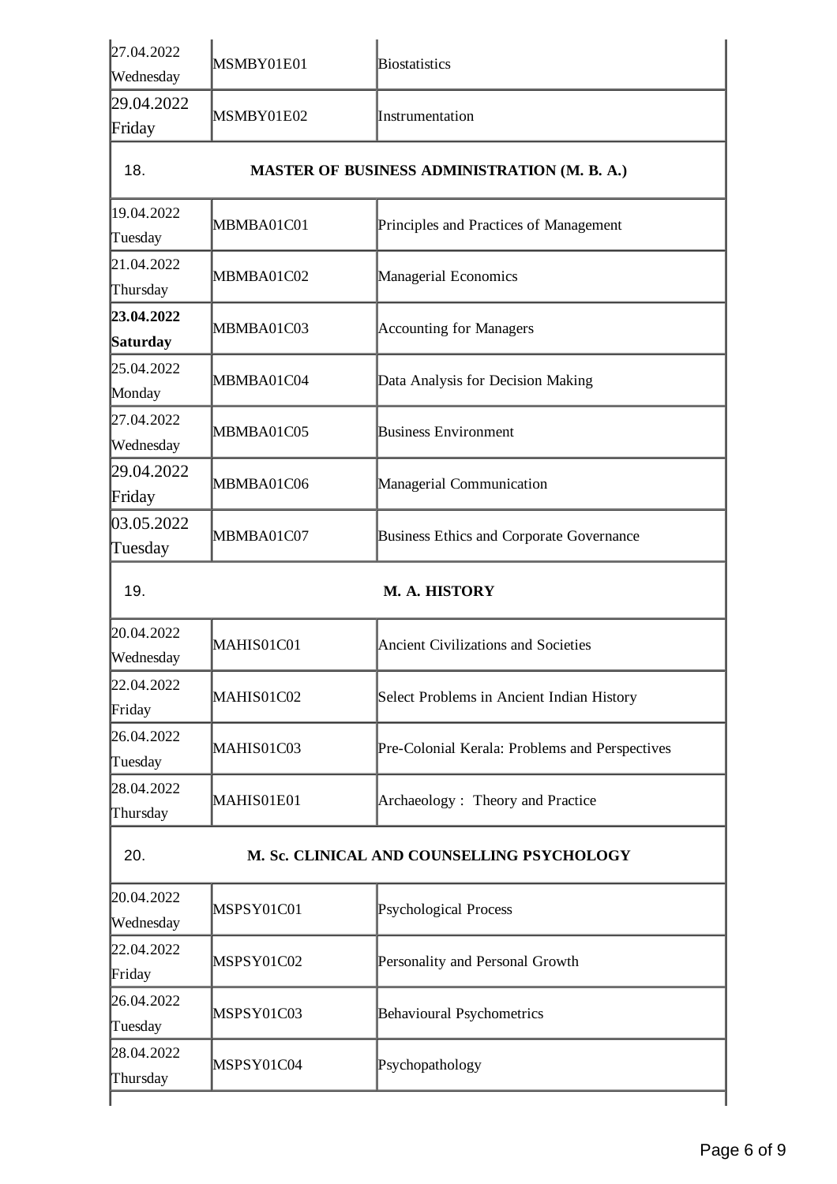| | | |
|---|---|---|
| 27.04.2022 Wednesday | MSMBY01E01 | Biostatistics |
| 29.04.2022 Friday | MSMBY01E02 | Instrumentation |
| 18. | **MASTER OF BUSINESS ADMINISTRATION (M. B. A.)** | |
| 19.04.2022 Tuesday | MBMBA01C01 | Principles and Practices of Management |
| 21.04.2022 Thursday | MBMBA01C02 | Managerial Economics |
| **23.04.2022 Saturday** | MBMBA01C03 | Accounting for Managers |
| 25.04.2022 Monday | MBMBA01C04 | Data Analysis for Decision Making |
| 27.04.2022 Wednesday | MBMBA01C05 | Business Environment |
| 29.04.2022 Friday | MBMBA01C06 | Managerial Communication |
| 03.05.2022 Tuesday | MBMBA01C07 | Business Ethics and Corporate Governance |
| 19. | **M. A. HISTORY** | |
| 20.04.2022 Wednesday | MAHIS01C01 | Ancient Civilizations and Societies |
| 22.04.2022 Friday | MAHIS01C02 | Select Problems in Ancient Indian History |
| 26.04.2022 Tuesday | MAHIS01C03 | Pre-Colonial Kerala: Problems and Perspectives |
| 28.04.2022 Thursday | MAHIS01E01 | Archaeology : Theory and Practice |
| 20. | **M. Sc. CLINICAL AND COUNSELLING PSYCHOLOGY** | |
| 20.04.2022 Wednesday | MSPSY01C01 | Psychological Process |
| 22.04.2022 Friday | MSPSY01C02 | Personality and Personal Growth |
| 26.04.2022 Tuesday | MSPSY01C03 | Behavioural Psychometrics |
| 28.04.2022 Thursday | MSPSY01C04 | Psychopathology |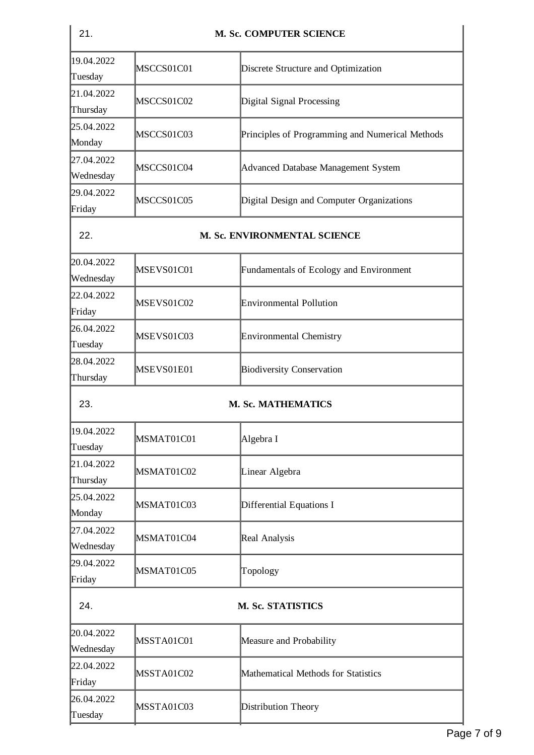| 21. | M. Sc. COMPUTER SCIENCE | |
|---|---|---|
| 19.04.2022 Tuesday | MSCCS01C01 | Discrete Structure and Optimization |
| 21.04.2022 Thursday | MSCCS01C02 | Digital Signal Processing |
| 25.04.2022 Monday | MSCCS01C03 | Principles of Programming and Numerical Methods |
| 27.04.2022 Wednesday | MSCCS01C04 | Advanced Database Management System |
| 29.04.2022 Friday | MSCCS01C05 | Digital Design and Computer Organizations |
| 22. | M. Sc. ENVIRONMENTAL SCIENCE | |
| 20.04.2022 Wednesday | MSEVS01C01 | Fundamentals of Ecology and Environment |
| 22.04.2022 Friday | MSEVS01C02 | Environmental Pollution |
| 26.04.2022 Tuesday | MSEVS01C03 | Environmental Chemistry |
| 28.04.2022 Thursday | MSEVS01E01 | Biodiversity Conservation |
| 23. | M. Sc. MATHEMATICS | |
| 19.04.2022 Tuesday | MSMAT01C01 | Algebra I |
| 21.04.2022 Thursday | MSMAT01C02 | Linear Algebra |
| 25.04.2022 Monday | MSMAT01C03 | Differential Equations I |
| 27.04.2022 Wednesday | MSMAT01C04 | Real Analysis |
| 29.04.2022 Friday | MSMAT01C05 | Topology |
| 24. | M. Sc. STATISTICS | |
| 20.04.2022 Wednesday | MSSTA01C01 | Measure and Probability |
| 22.04.2022 Friday | MSSTA01C02 | Mathematical Methods for Statistics |
| 26.04.2022 Tuesday | MSSTA01C03 | Distribution Theory |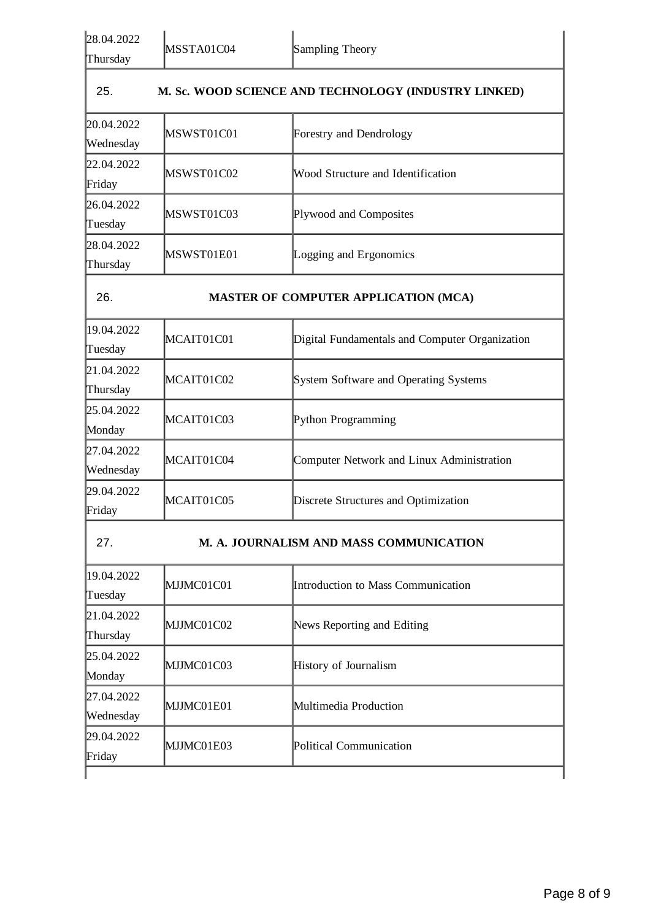| | | |
|---|---|---|
| 28.04.2022 Thursday | MSSTA01C04 | Sampling Theory |
| **25.** | **M. Sc. WOOD SCIENCE AND TECHNOLOGY (INDUSTRY LINKED)** | |
| 20.04.2022 Wednesday | MSWST01C01 | Forestry and Dendrology |
| 22.04.2022 Friday | MSWST01C02 | Wood Structure and Identification |
| 26.04.2022 Tuesday | MSWST01C03 | Plywood and Composites |
| 28.04.2022 Thursday | MSWST01E01 | Logging and Ergonomics |
| **26.** | **MASTER OF COMPUTER APPLICATION (MCA)** | |
| 19.04.2022 Tuesday | MCAIT01C01 | Digital Fundamentals and Computer Organization |
| 21.04.2022 Thursday | MCAIT01C02 | System Software and Operating Systems |
| 25.04.2022 Monday | MCAIT01C03 | Python Programming |
| 27.04.2022 Wednesday | MCAIT01C04 | Computer Network and Linux Administration |
| 29.04.2022 Friday | MCAIT01C05 | Discrete Structures and Optimization |
| **27.** | **M. A. JOURNALISM AND MASS COMMUNICATION** | |
| 19.04.2022 Tuesday | MJJMC01C01 | Introduction to Mass Communication |
| 21.04.2022 Thursday | MJJMC01C02 | News Reporting and Editing |
| 25.04.2022 Monday | MJJMC01C03 | History of Journalism |
| 27.04.2022 Wednesday | MJJMC01E01 | Multimedia Production |
| 29.04.2022 Friday | MJJMC01E03 | Political Communication |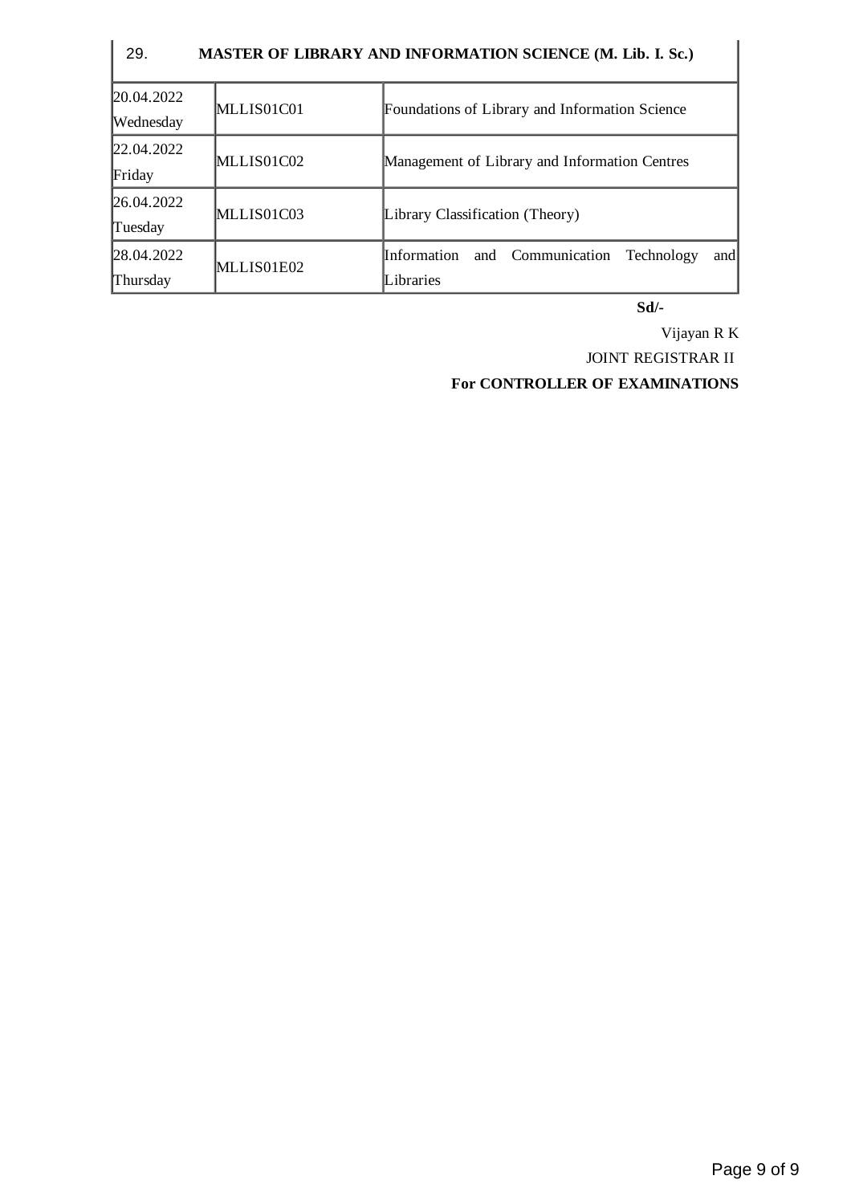## 29. MASTER OF LIBRARY AND INFORMATION SCIENCE (M. Lib. I. Sc.)

| | | |
|---|---|---|
| 20.04.2022 Wednesday | MLLIS01C01 | Foundations of Library and Information Science |
| 22.04.2022 Friday | MLLIS01C02 | Management of Library and Information Centres |
| 26.04.2022 Tuesday | MLLIS01C03 | Library Classification (Theory) |
| 28.04.2022 Thursday | MLLIS01E02 | Information and Communication Technology and Libraries |

**Sd/-**

Vijayan R K

JOINT REGISTRAR II

**For CONTROLLER OF EXAMINATIONS**